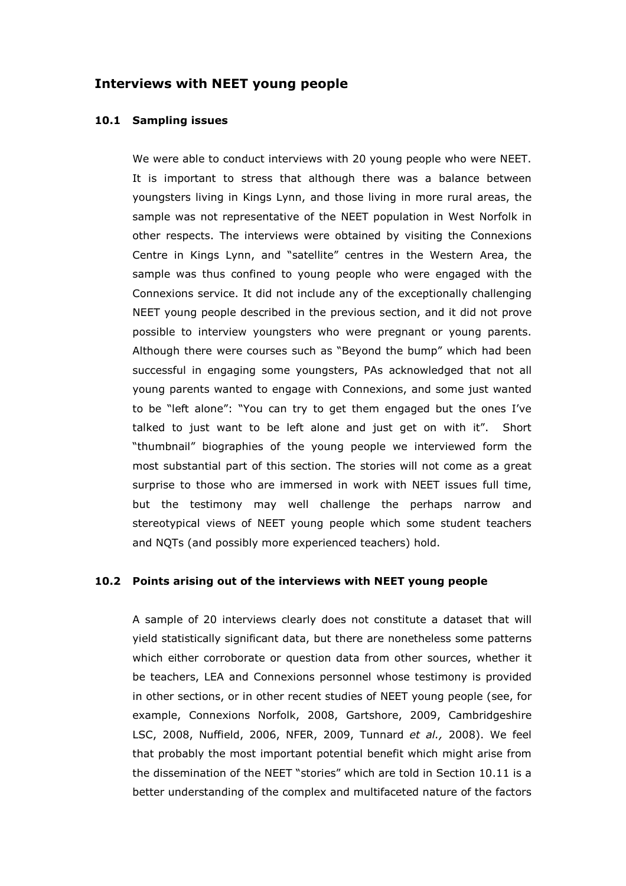## Interviews with NEET young people

### 10.1 Sampling issues

We were able to conduct interviews with 20 young people who were NEET. It is important to stress that although there was a balance between youngsters living in Kings Lynn, and those living in more rural areas, the sample was not representative of the NEET population in West Norfolk in other respects. The interviews were obtained by visiting the Connexions Centre in Kings Lynn, and "satellite" centres in the Western Area, the sample was thus confined to young people who were engaged with the Connexions service. It did not include any of the exceptionally challenging NEET young people described in the previous section, and it did not prove possible to interview youngsters who were pregnant or young parents. Although there were courses such as "Beyond the bump" which had been successful in engaging some youngsters, PAs acknowledged that not all young parents wanted to engage with Connexions, and some just wanted to be "left alone": "You can try to get them engaged but the ones I've talked to just want to be left alone and just get on with it". Short "thumbnail" biographies of the young people we interviewed form the most substantial part of this section. The stories will not come as a great surprise to those who are immersed in work with NEET issues full time, but the testimony may well challenge the perhaps narrow and stereotypical views of NEET young people which some student teachers and NQTs (and possibly more experienced teachers) hold.

### 10.2 Points arising out of the interviews with NEET young people

A sample of 20 interviews clearly does not constitute a dataset that will yield statistically significant data, but there are nonetheless some patterns which either corroborate or question data from other sources, whether it be teachers, LEA and Connexions personnel whose testimony is provided in other sections, or in other recent studies of NEET young people (see, for example, Connexions Norfolk, 2008, Gartshore, 2009, Cambridgeshire LSC, 2008, Nuffield, 2006, NFER, 2009, Tunnard *et al.,* 2008). We feel that probably the most important potential benefit which might arise from the dissemination of the NEET "stories" which are told in Section 10.11 is a better understanding of the complex and multifaceted nature of the factors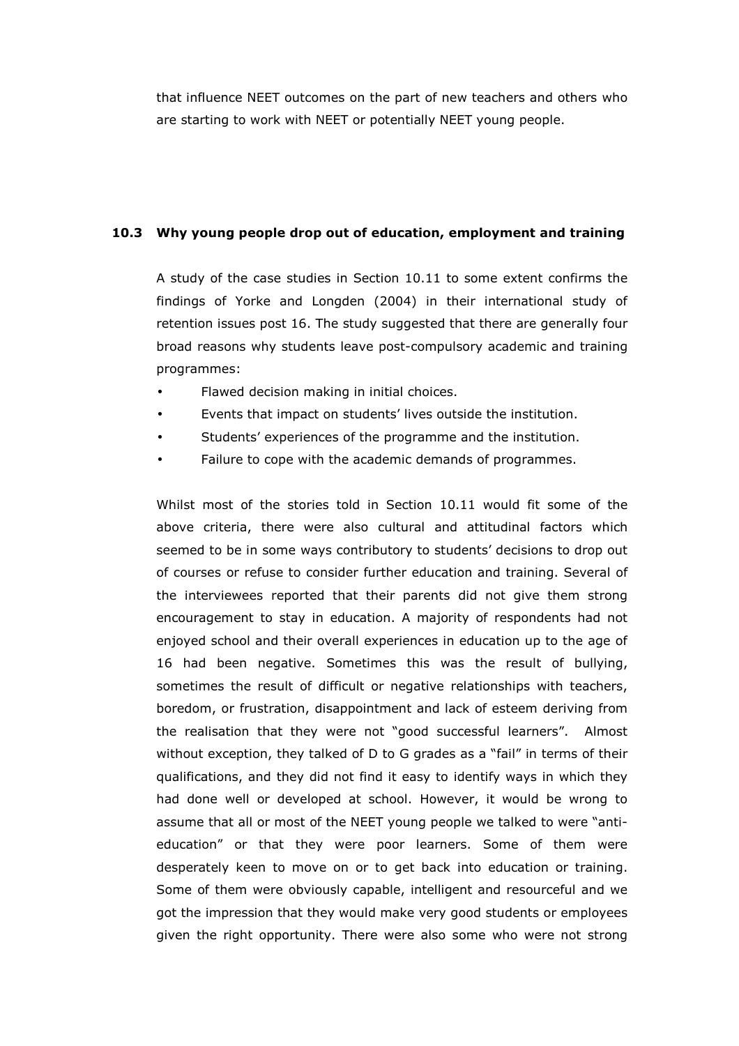that influence NEET outcomes on the part of new teachers and others who are starting to work with NEET or potentially NEET young people.

## 10.3 Why young people drop out of education, employment and training

A study of the case studies in Section 10.11 to some extent confirms the findings of Yorke and Longden (2004) in their international study of retention issues post 16. The study suggested that there are generally four broad reasons why students leave post-compulsory academic and training programmes:

- Flawed decision making in initial choices.
- Events that impact on students' lives outside the institution.
- Students' experiences of the programme and the institution.
- Failure to cope with the academic demands of programmes.

Whilst most of the stories told in Section 10.11 would fit some of the above criteria, there were also cultural and attitudinal factors which seemed to be in some ways contributory to students' decisions to drop out of courses or refuse to consider further education and training. Several of the interviewees reported that their parents did not give them strong encouragement to stay in education. A majority of respondents had not enjoyed school and their overall experiences in education up to the age of 16 had been negative. Sometimes this was the result of bullying, sometimes the result of difficult or negative relationships with teachers, boredom, or frustration, disappointment and lack of esteem deriving from the realisation that they were not "good successful learners". Almost without exception, they talked of D to G grades as a "fail" in terms of their qualifications, and they did not find it easy to identify ways in which they had done well or developed at school. However, it would be wrong to assume that all or most of the NEET young people we talked to were "anti-education" or that they were poor learners. Some of them were desperately keen to move on or to get back into education or training. Some of them were obviously capable, intelligent and resourceful and we got the impression that they would make very good students or employees given the right opportunity. There were also some who were not strong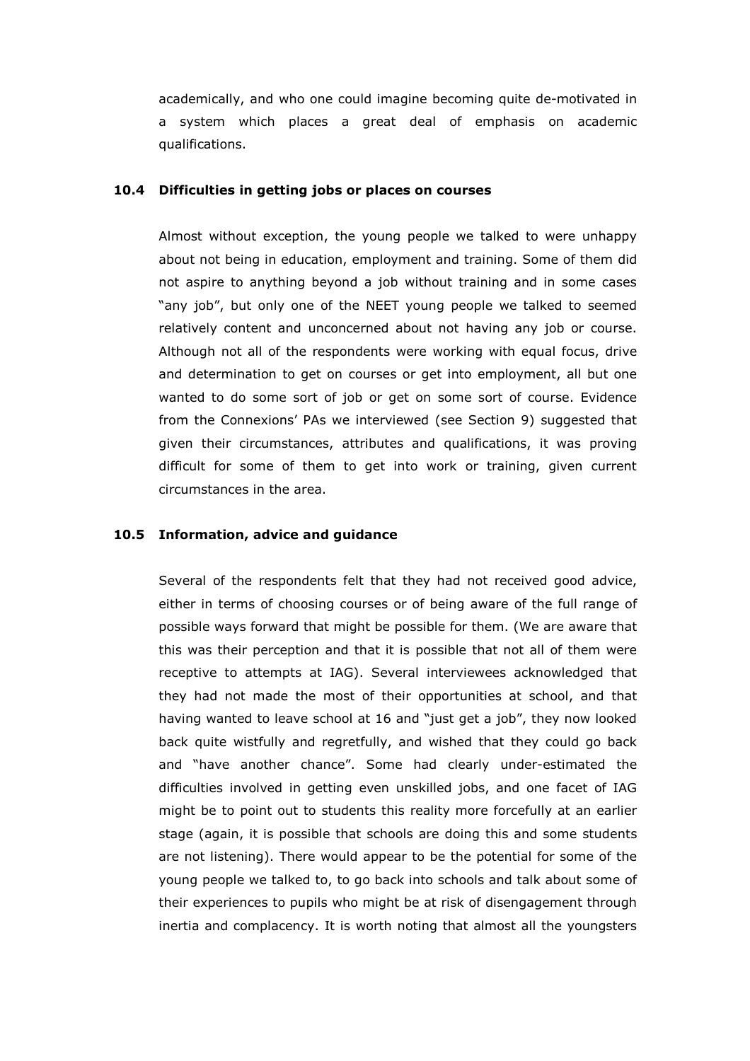academically, and who one could imagine becoming quite de-motivated in a system which places a great deal of emphasis on academic qualifications.

### 10.4 Difficulties in getting jobs or places on courses

Almost without exception, the young people we talked to were unhappy about not being in education, employment and training. Some of them did not aspire to anything beyond a job without training and in some cases "any job", but only one of the NEET young people we talked to seemed relatively content and unconcerned about not having any job or course. Although not all of the respondents were working with equal focus, drive and determination to get on courses or get into employment, all but one wanted to do some sort of job or get on some sort of course. Evidence from the Connexions' PAs we interviewed (see Section 9) suggested that given their circumstances, attributes and qualifications, it was proving difficult for some of them to get into work or training, given current circumstances in the area.

### 10.5 Information, advice and guidance

Several of the respondents felt that they had not received good advice, either in terms of choosing courses or of being aware of the full range of possible ways forward that might be possible for them. (We are aware that this was their perception and that it is possible that not all of them were receptive to attempts at IAG). Several interviewees acknowledged that they had not made the most of their opportunities at school, and that having wanted to leave school at 16 and "just get a job", they now looked back quite wistfully and regretfully, and wished that they could go back and "have another chance". Some had clearly under-estimated the difficulties involved in getting even unskilled jobs, and one facet of IAG might be to point out to students this reality more forcefully at an earlier stage (again, it is possible that schools are doing this and some students are not listening). There would appear to be the potential for some of the young people we talked to, to go back into schools and talk about some of their experiences to pupils who might be at risk of disengagement through inertia and complacency. It is worth noting that almost all the youngsters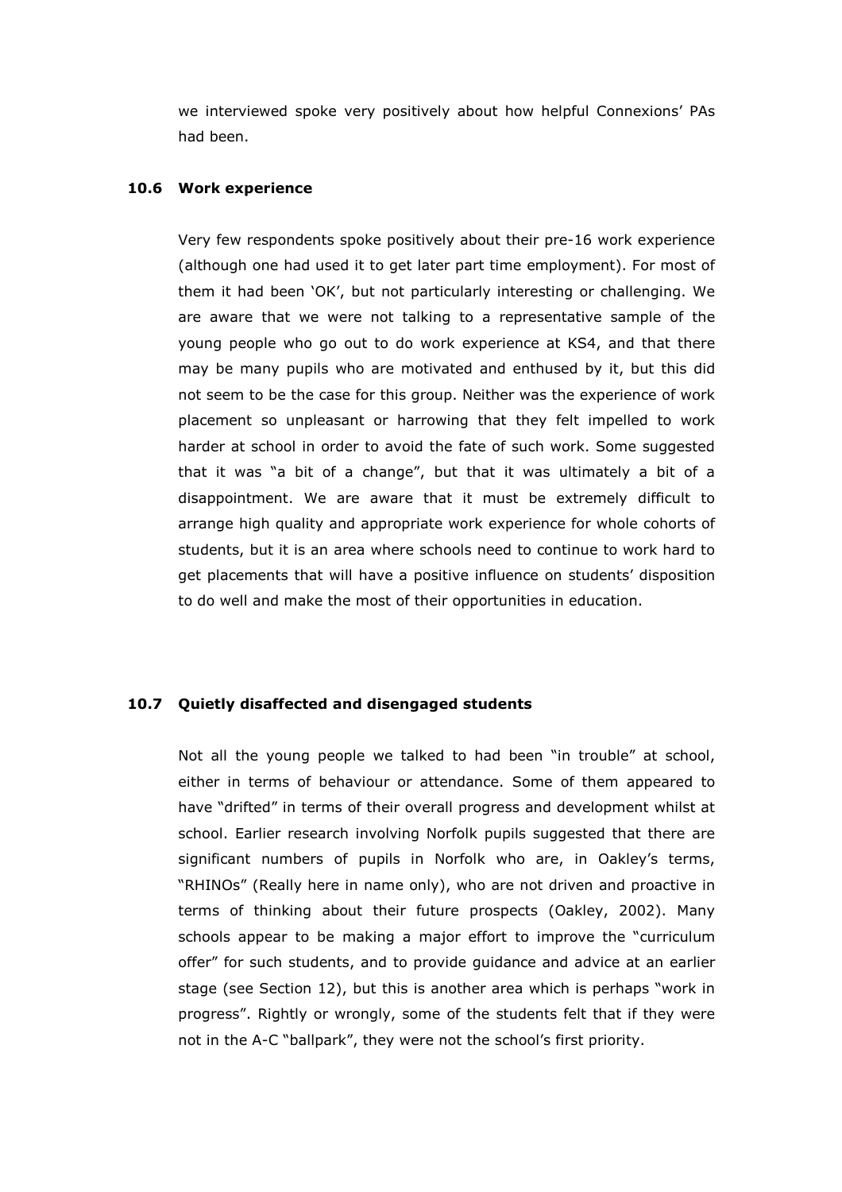we interviewed spoke very positively about how helpful Connexions' PAs had been.

### 10.6 Work experience

Very few respondents spoke positively about their pre-16 work experience (although one had used it to get later part time employment). For most of them it had been 'OK', but not particularly interesting or challenging. We are aware that we were not talking to a representative sample of the young people who go out to do work experience at KS4, and that there may be many pupils who are motivated and enthused by it, but this did not seem to be the case for this group. Neither was the experience of work placement so unpleasant or harrowing that they felt impelled to work harder at school in order to avoid the fate of such work. Some suggested that it was "a bit of a change", but that it was ultimately a bit of a disappointment. We are aware that it must be extremely difficult to arrange high quality and appropriate work experience for whole cohorts of students, but it is an area where schools need to continue to work hard to get placements that will have a positive influence on students' disposition to do well and make the most of their opportunities in education.

### 10.7 Quietly disaffected and disengaged students

Not all the young people we talked to had been "in trouble" at school, either in terms of behaviour or attendance. Some of them appeared to have "drifted" in terms of their overall progress and development whilst at school. Earlier research involving Norfolk pupils suggested that there are significant numbers of pupils in Norfolk who are, in Oakley's terms, "RHINOs" (Really here in name only), who are not driven and proactive in terms of thinking about their future prospects (Oakley, 2002). Many schools appear to be making a major effort to improve the "curriculum offer" for such students, and to provide guidance and advice at an earlier stage (see Section 12), but this is another area which is perhaps "work in progress". Rightly or wrongly, some of the students felt that if they were not in the A-C "ballpark", they were not the school's first priority.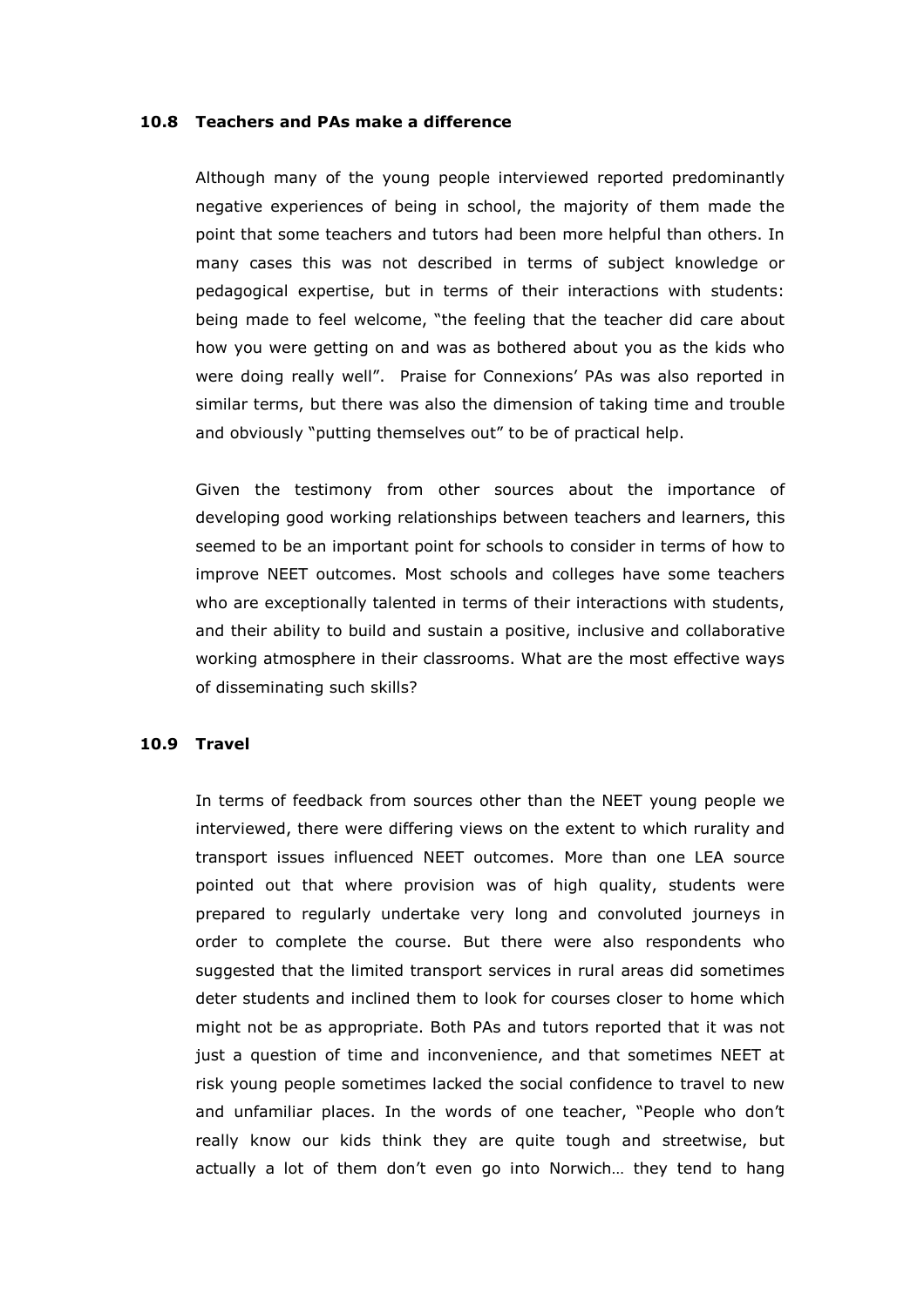### 10.8 Teachers and PAs make a difference

Although many of the young people interviewed reported predominantly negative experiences of being in school, the majority of them made the point that some teachers and tutors had been more helpful than others. In many cases this was not described in terms of subject knowledge or pedagogical expertise, but in terms of their interactions with students: being made to feel welcome, "the feeling that the teacher did care about how you were getting on and was as bothered about you as the kids who were doing really well". Praise for Connexions' PAs was also reported in similar terms, but there was also the dimension of taking time and trouble and obviously "putting themselves out" to be of practical help.

Given the testimony from other sources about the importance of developing good working relationships between teachers and learners, this seemed to be an important point for schools to consider in terms of how to improve NEET outcomes. Most schools and colleges have some teachers who are exceptionally talented in terms of their interactions with students, and their ability to build and sustain a positive, inclusive and collaborative working atmosphere in their classrooms. What are the most effective ways of disseminating such skills?

### 10.9 Travel

In terms of feedback from sources other than the NEET young people we interviewed, there were differing views on the extent to which rurality and transport issues influenced NEET outcomes. More than one LEA source pointed out that where provision was of high quality, students were prepared to regularly undertake very long and convoluted journeys in order to complete the course. But there were also respondents who suggested that the limited transport services in rural areas did sometimes deter students and inclined them to look for courses closer to home which might not be as appropriate. Both PAs and tutors reported that it was not just a question of time and inconvenience, and that sometimes NEET at risk young people sometimes lacked the social confidence to travel to new and unfamiliar places. In the words of one teacher, "People who don't really know our kids think they are quite tough and streetwise, but actually a lot of them don't even go into Norwich… they tend to hang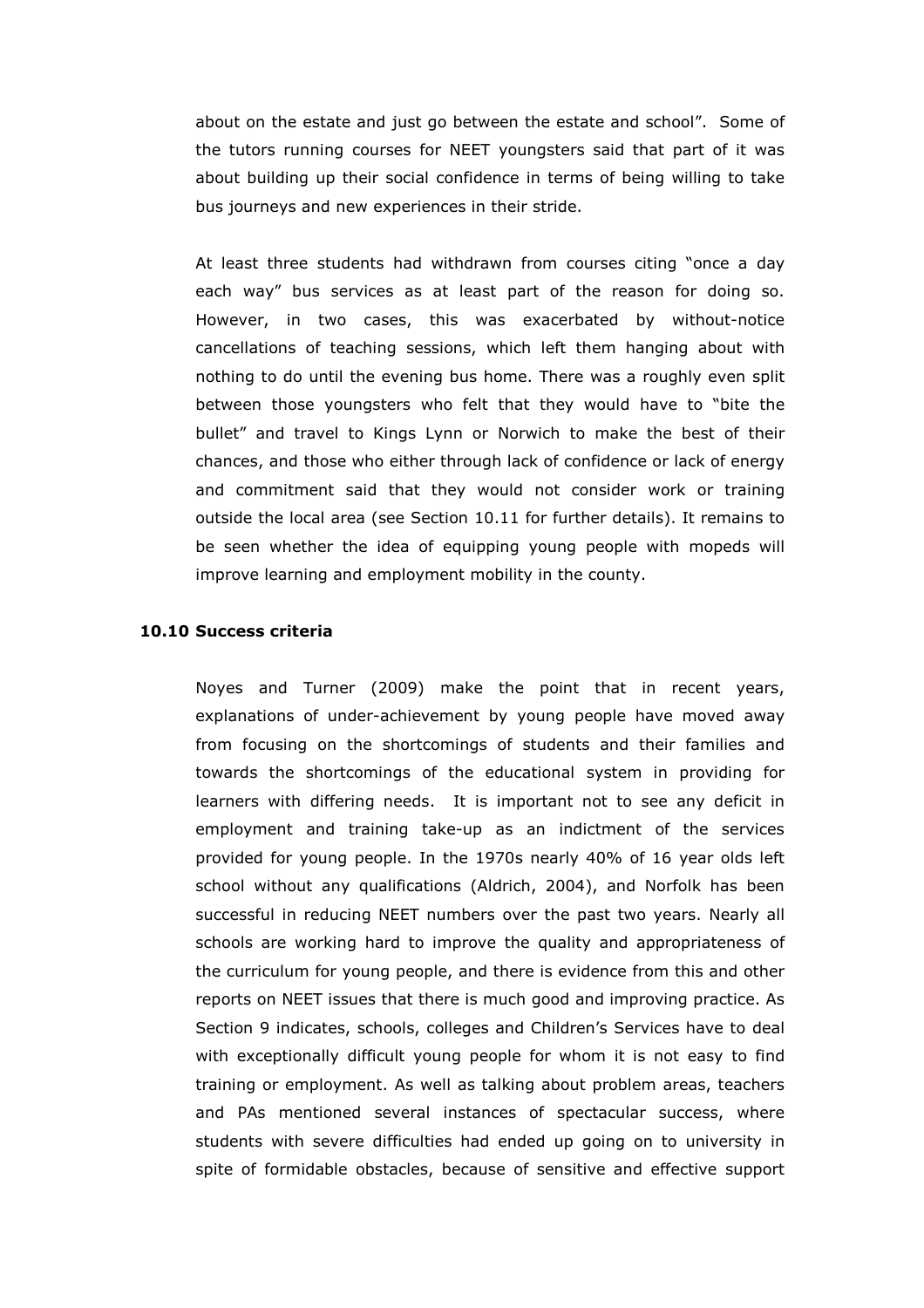about on the estate and just go between the estate and school". Some of the tutors running courses for NEET youngsters said that part of it was about building up their social confidence in terms of being willing to take bus journeys and new experiences in their stride.

At least three students had withdrawn from courses citing "once a day each way" bus services as at least part of the reason for doing so. However, in two cases, this was exacerbated by without-notice cancellations of teaching sessions, which left them hanging about with nothing to do until the evening bus home. There was a roughly even split between those youngsters who felt that they would have to "bite the bullet" and travel to Kings Lynn or Norwich to make the best of their chances, and those who either through lack of confidence or lack of energy and commitment said that they would not consider work or training outside the local area (see Section 10.11 for further details). It remains to be seen whether the idea of equipping young people with mopeds will improve learning and employment mobility in the county.

### 10.10 Success criteria

Noyes and Turner (2009) make the point that in recent years, explanations of under-achievement by young people have moved away from focusing on the shortcomings of students and their families and towards the shortcomings of the educational system in providing for learners with differing needs. It is important not to see any deficit in employment and training take-up as an indictment of the services provided for young people. In the 1970s nearly 40% of 16 year olds left school without any qualifications (Aldrich, 2004), and Norfolk has been successful in reducing NEET numbers over the past two years. Nearly all schools are working hard to improve the quality and appropriateness of the curriculum for young people, and there is evidence from this and other reports on NEET issues that there is much good and improving practice. As Section 9 indicates, schools, colleges and Children's Services have to deal with exceptionally difficult young people for whom it is not easy to find training or employment. As well as talking about problem areas, teachers and PAs mentioned several instances of spectacular success, where students with severe difficulties had ended up going on to university in spite of formidable obstacles, because of sensitive and effective support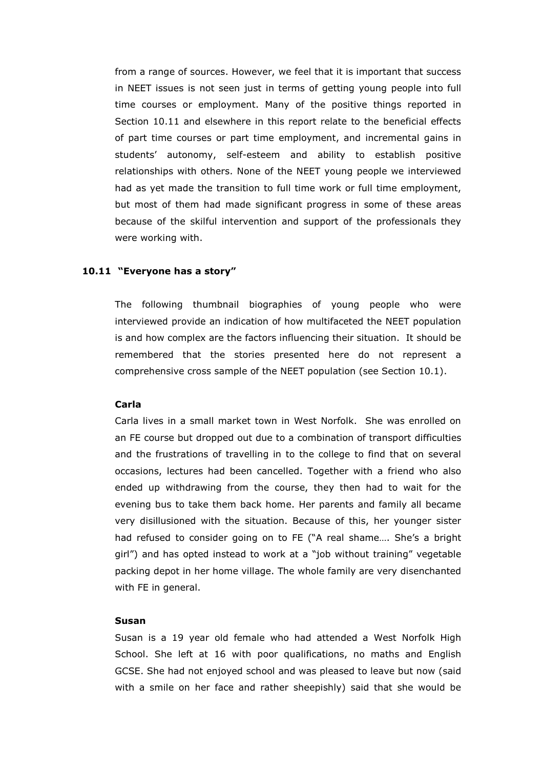from a range of sources. However, we feel that it is important that success in NEET issues is not seen just in terms of getting young people into full time courses or employment. Many of the positive things reported in Section 10.11 and elsewhere in this report relate to the beneficial effects of part time courses or part time employment, and incremental gains in students' autonomy, self-esteem and ability to establish positive relationships with others. None of the NEET young people we interviewed had as yet made the transition to full time work or full time employment, but most of them had made significant progress in some of these areas because of the skilful intervention and support of the professionals they were working with.

### 10.11 "Everyone has a story"

The following thumbnail biographies of young people who were interviewed provide an indication of how multifaceted the NEET population is and how complex are the factors influencing their situation. It should be remembered that the stories presented here do not represent a comprehensive cross sample of the NEET population (see Section 10.1).

**Carla**

Carla lives in a small market town in West Norfolk. She was enrolled on an FE course but dropped out due to a combination of transport difficulties and the frustrations of travelling in to the college to find that on several occasions, lectures had been cancelled. Together with a friend who also ended up withdrawing from the course, they then had to wait for the evening bus to take them back home. Her parents and family all became very disillusioned with the situation. Because of this, her younger sister had refused to consider going on to FE ("A real shame…. She's a bright girl") and has opted instead to work at a "job without training" vegetable packing depot in her home village. The whole family are very disenchanted with FE in general.

**Susan**

Susan is a 19 year old female who had attended a West Norfolk High School. She left at 16 with poor qualifications, no maths and English GCSE. She had not enjoyed school and was pleased to leave but now (said with a smile on her face and rather sheepishly) said that she would be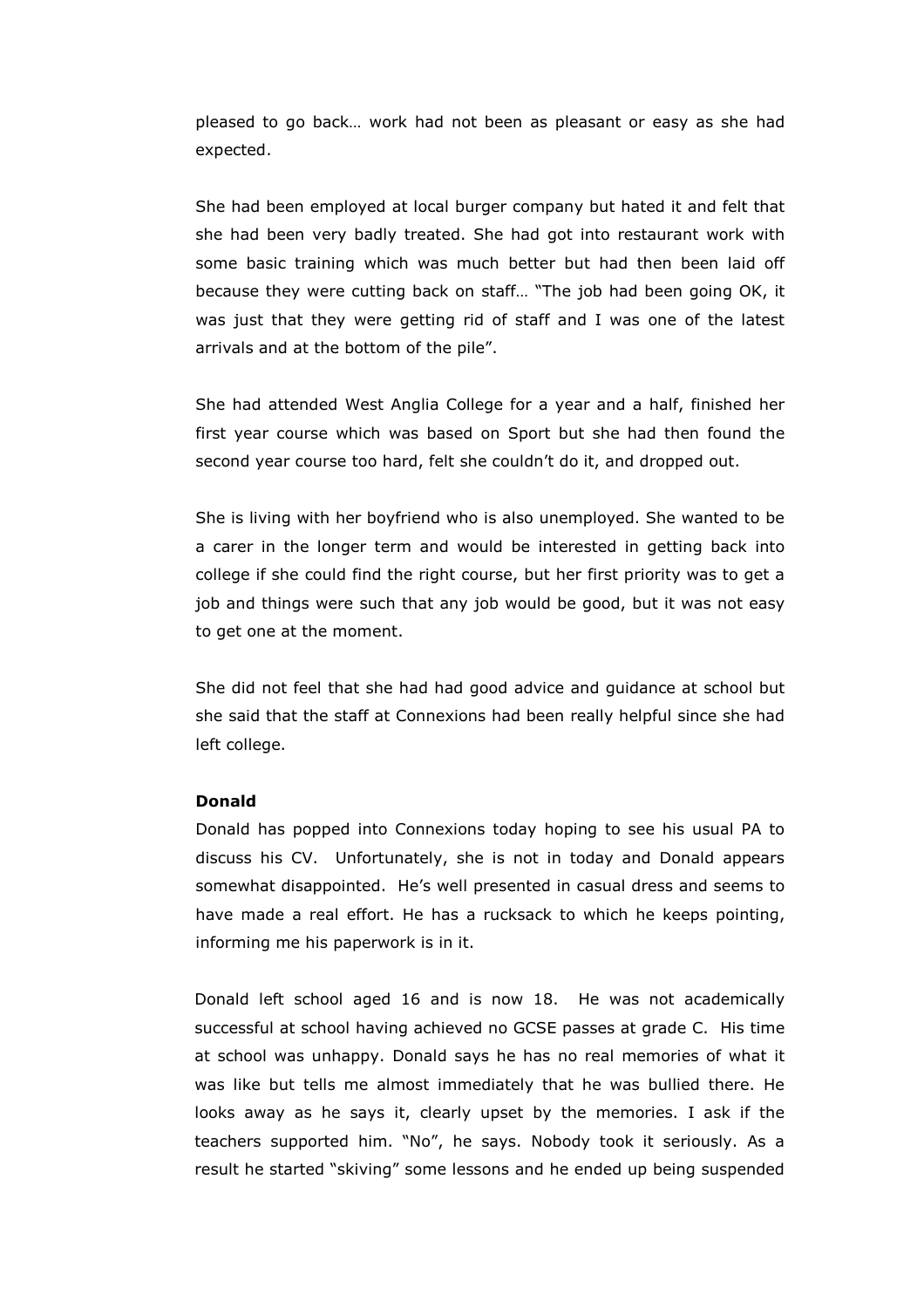pleased to go back… work had not been as pleasant or easy as she had expected.

She had been employed at local burger company but hated it and felt that she had been very badly treated. She had got into restaurant work with some basic training which was much better but had then been laid off because they were cutting back on staff… "The job had been going OK, it was just that they were getting rid of staff and I was one of the latest arrivals and at the bottom of the pile".

She had attended West Anglia College for a year and a half, finished her first year course which was based on Sport but she had then found the second year course too hard, felt she couldn't do it, and dropped out.

She is living with her boyfriend who is also unemployed. She wanted to be a carer in the longer term and would be interested in getting back into college if she could find the right course, but her first priority was to get a job and things were such that any job would be good, but it was not easy to get one at the moment.

She did not feel that she had had good advice and guidance at school but she said that the staff at Connexions had been really helpful since she had left college.

**Donald**

Donald has popped into Connexions today hoping to see his usual PA to discuss his CV. Unfortunately, she is not in today and Donald appears somewhat disappointed. He's well presented in casual dress and seems to have made a real effort. He has a rucksack to which he keeps pointing, informing me his paperwork is in it.

Donald left school aged 16 and is now 18. He was not academically successful at school having achieved no GCSE passes at grade C. His time at school was unhappy. Donald says he has no real memories of what it was like but tells me almost immediately that he was bullied there. He looks away as he says it, clearly upset by the memories. I ask if the teachers supported him. "No", he says. Nobody took it seriously. As a result he started "skiving" some lessons and he ended up being suspended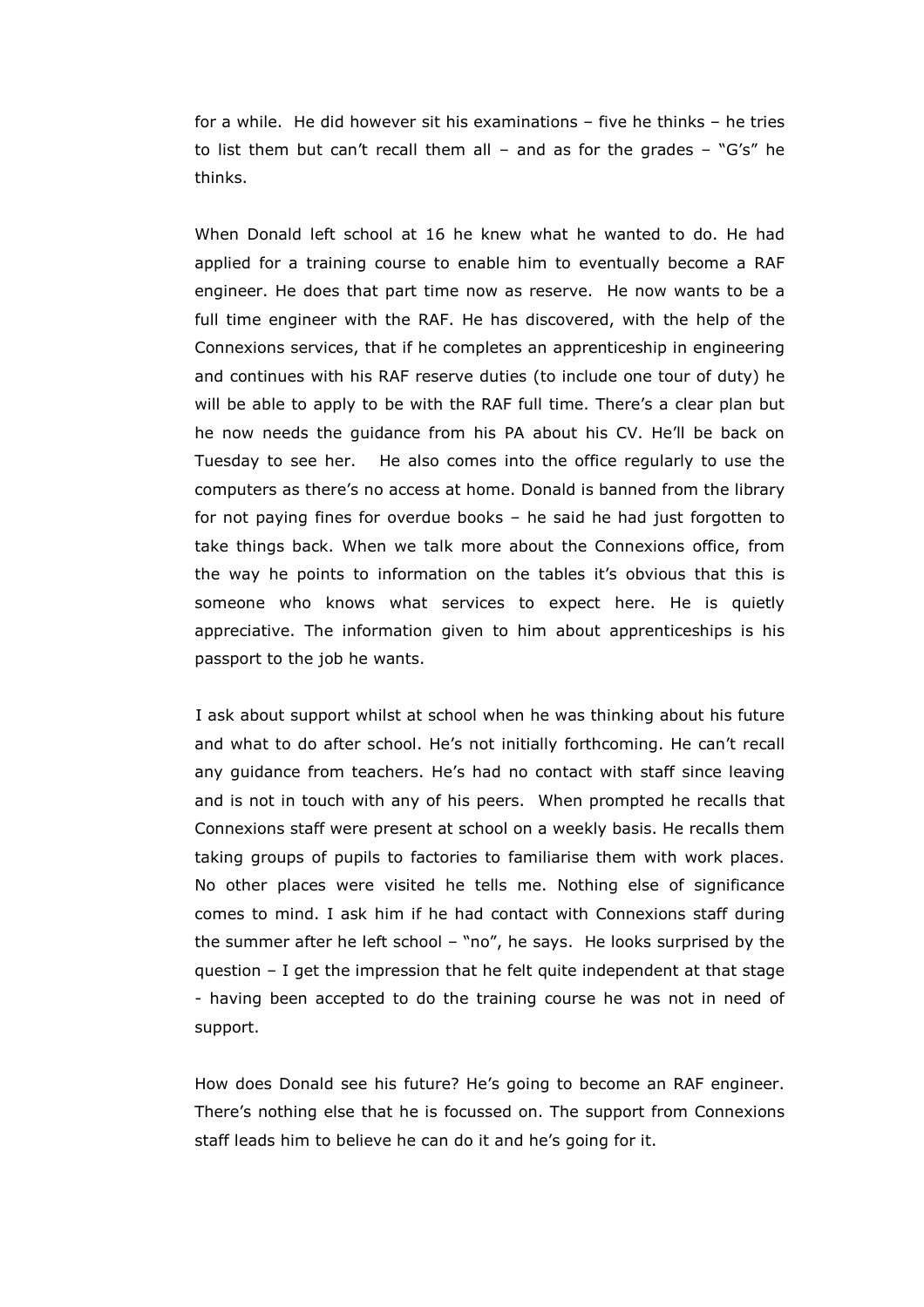for a while. He did however sit his examinations – five he thinks – he tries to list them but can't recall them all – and as for the grades – "G's" he thinks.

When Donald left school at 16 he knew what he wanted to do. He had applied for a training course to enable him to eventually become a RAF engineer. He does that part time now as reserve. He now wants to be a full time engineer with the RAF. He has discovered, with the help of the Connexions services, that if he completes an apprenticeship in engineering and continues with his RAF reserve duties (to include one tour of duty) he will be able to apply to be with the RAF full time. There's a clear plan but he now needs the guidance from his PA about his CV. He'll be back on Tuesday to see her. He also comes into the office regularly to use the computers as there's no access at home. Donald is banned from the library for not paying fines for overdue books – he said he had just forgotten to take things back. When we talk more about the Connexions office, from the way he points to information on the tables it's obvious that this is someone who knows what services to expect here. He is quietly appreciative. The information given to him about apprenticeships is his passport to the job he wants.

I ask about support whilst at school when he was thinking about his future and what to do after school. He's not initially forthcoming. He can't recall any guidance from teachers. He's had no contact with staff since leaving and is not in touch with any of his peers. When prompted he recalls that Connexions staff were present at school on a weekly basis. He recalls them taking groups of pupils to factories to familiarise them with work places. No other places were visited he tells me. Nothing else of significance comes to mind. I ask him if he had contact with Connexions staff during the summer after he left school – "no", he says. He looks surprised by the question – I get the impression that he felt quite independent at that stage - having been accepted to do the training course he was not in need of support.

How does Donald see his future? He's going to become an RAF engineer. There's nothing else that he is focussed on. The support from Connexions staff leads him to believe he can do it and he's going for it.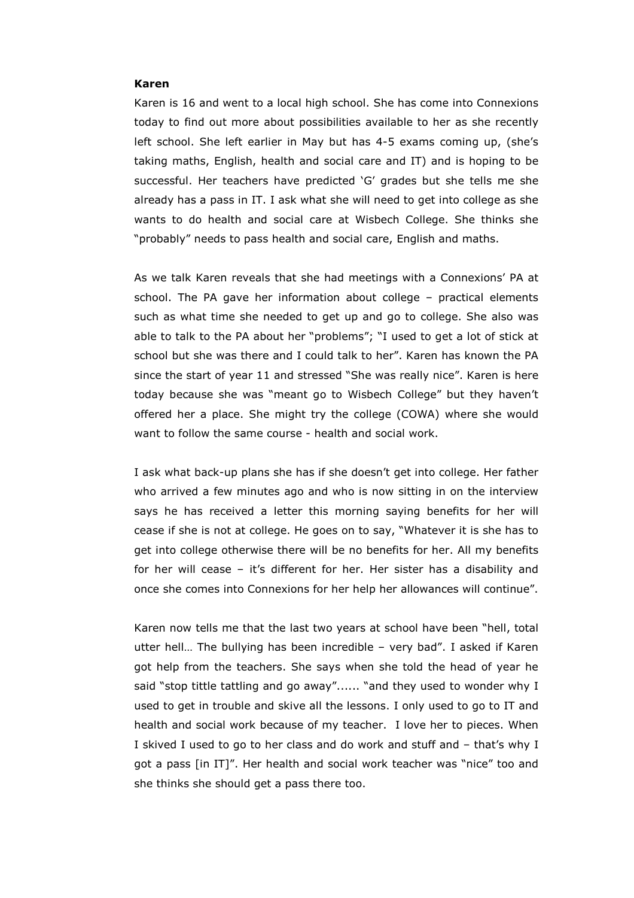**Karen**

Karen is 16 and went to a local high school. She has come into Connexions today to find out more about possibilities available to her as she recently left school. She left earlier in May but has 4-5 exams coming up, (she's taking maths, English, health and social care and IT) and is hoping to be successful. Her teachers have predicted 'G' grades but she tells me she already has a pass in IT. I ask what she will need to get into college as she wants to do health and social care at Wisbech College. She thinks she "probably" needs to pass health and social care, English and maths.

As we talk Karen reveals that she had meetings with a Connexions' PA at school. The PA gave her information about college – practical elements such as what time she needed to get up and go to college. She also was able to talk to the PA about her "problems"; "I used to get a lot of stick at school but she was there and I could talk to her". Karen has known the PA since the start of year 11 and stressed "She was really nice". Karen is here today because she was "meant go to Wisbech College" but they haven't offered her a place. She might try the college (COWA) where she would want to follow the same course - health and social work.

I ask what back-up plans she has if she doesn't get into college. Her father who arrived a few minutes ago and who is now sitting in on the interview says he has received a letter this morning saying benefits for her will cease if she is not at college. He goes on to say, "Whatever it is she has to get into college otherwise there will be no benefits for her. All my benefits for her will cease – it's different for her. Her sister has a disability and once she comes into Connexions for her help her allowances will continue".

Karen now tells me that the last two years at school have been "hell, total utter hell… The bullying has been incredible – very bad". I asked if Karen got help from the teachers. She says when she told the head of year he said "stop tittle tattling and go away"...... "and they used to wonder why I used to get in trouble and skive all the lessons. I only used to go to IT and health and social work because of my teacher. I love her to pieces. When I skived I used to go to her class and do work and stuff and – that's why I got a pass [in IT]". Her health and social work teacher was "nice" too and she thinks she should get a pass there too.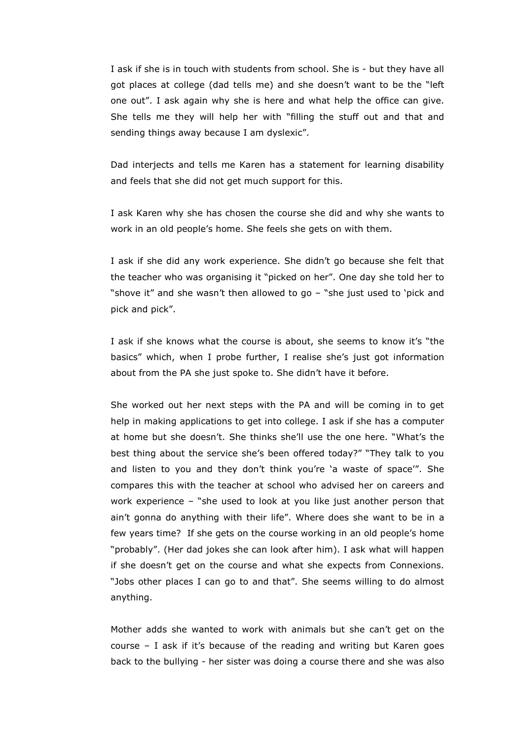I ask if she is in touch with students from school. She is - but they have all got places at college (dad tells me) and she doesn't want to be the "left one out". I ask again why she is here and what help the office can give. She tells me they will help her with "filling the stuff out and that and sending things away because I am dyslexic".

Dad interjects and tells me Karen has a statement for learning disability and feels that she did not get much support for this.

I ask Karen why she has chosen the course she did and why she wants to work in an old people's home. She feels she gets on with them.

I ask if she did any work experience. She didn't go because she felt that the teacher who was organising it "picked on her". One day she told her to "shove it" and she wasn't then allowed to go – "she just used to 'pick and pick and pick".

I ask if she knows what the course is about, she seems to know it's "the basics" which, when I probe further, I realise she's just got information about from the PA she just spoke to. She didn't have it before.

She worked out her next steps with the PA and will be coming in to get help in making applications to get into college. I ask if she has a computer at home but she doesn't. She thinks she'll use the one here. "What's the best thing about the service she's been offered today?" "They talk to you and listen to you and they don't think you're 'a waste of space'". She compares this with the teacher at school who advised her on careers and work experience – "she used to look at you like just another person that ain't gonna do anything with their life". Where does she want to be in a few years time? If she gets on the course working in an old people's home "probably". (Her dad jokes she can look after him). I ask what will happen if she doesn't get on the course and what she expects from Connexions. "Jobs other places I can go to and that". She seems willing to do almost anything.

Mother adds she wanted to work with animals but she can't get on the course – I ask if it's because of the reading and writing but Karen goes back to the bullying - her sister was doing a course there and she was also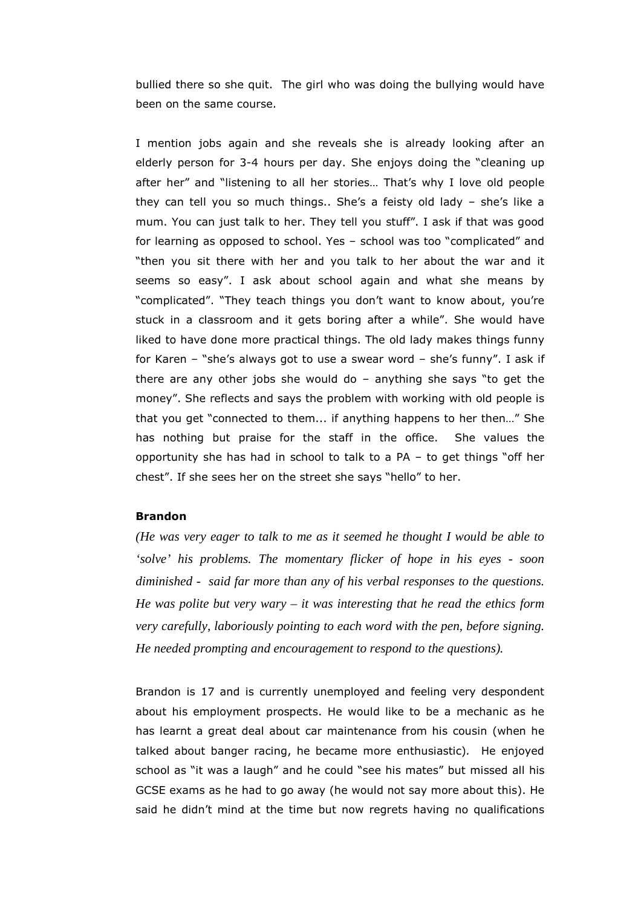bullied there so she quit. The girl who was doing the bullying would have been on the same course.

I mention jobs again and she reveals she is already looking after an elderly person for 3-4 hours per day. She enjoys doing the "cleaning up after her" and "listening to all her stories… That's why I love old people they can tell you so much things.. She's a feisty old lady – she's like a mum. You can just talk to her. They tell you stuff". I ask if that was good for learning as opposed to school. Yes – school was too "complicated" and "then you sit there with her and you talk to her about the war and it seems so easy". I ask about school again and what she means by "complicated". "They teach things you don't want to know about, you're stuck in a classroom and it gets boring after a while". She would have liked to have done more practical things. The old lady makes things funny for Karen – "she's always got to use a swear word – she's funny". I ask if there are any other jobs she would do – anything she says "to get the money". She reflects and says the problem with working with old people is that you get "connected to them... if anything happens to her then…" She has nothing but praise for the staff in the office. She values the opportunity she has had in school to talk to a PA – to get things "off her chest". If she sees her on the street she says "hello" to her.

**Brandon**

*(He was very eager to talk to me as it seemed he thought I would be able to 'solve' his problems. The momentary flicker of hope in his eyes - soon diminished - said far more than any of his verbal responses to the questions. He was polite but very wary – it was interesting that he read the ethics form very carefully, laboriously pointing to each word with the pen, before signing. He needed prompting and encouragement to respond to the questions).*

Brandon is 17 and is currently unemployed and feeling very despondent about his employment prospects. He would like to be a mechanic as he has learnt a great deal about car maintenance from his cousin (when he talked about banger racing, he became more enthusiastic). He enjoyed school as "it was a laugh" and he could "see his mates" but missed all his GCSE exams as he had to go away (he would not say more about this). He said he didn't mind at the time but now regrets having no qualifications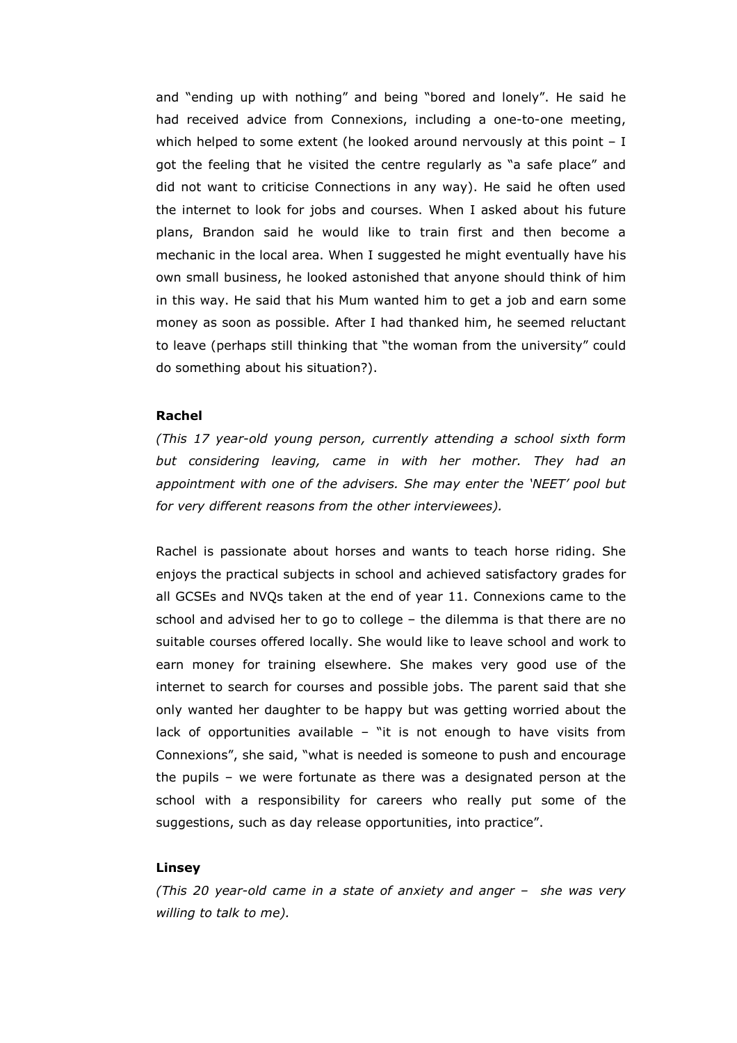and "ending up with nothing" and being "bored and lonely". He said he had received advice from Connexions, including a one-to-one meeting, which helped to some extent (he looked around nervously at this point – I got the feeling that he visited the centre regularly as "a safe place" and did not want to criticise Connections in any way). He said he often used the internet to look for jobs and courses. When I asked about his future plans, Brandon said he would like to train first and then become a mechanic in the local area. When I suggested he might eventually have his own small business, he looked astonished that anyone should think of him in this way. He said that his Mum wanted him to get a job and earn some money as soon as possible. After I had thanked him, he seemed reluctant to leave (perhaps still thinking that "the woman from the university" could do something about his situation?).

**Rachel**

*(This 17 year-old young person, currently attending a school sixth form but considering leaving, came in with her mother. They had an appointment with one of the advisers. She may enter the 'NEET' pool but for very different reasons from the other interviewees).*

Rachel is passionate about horses and wants to teach horse riding. She enjoys the practical subjects in school and achieved satisfactory grades for all GCSEs and NVQs taken at the end of year 11. Connexions came to the school and advised her to go to college – the dilemma is that there are no suitable courses offered locally. She would like to leave school and work to earn money for training elsewhere. She makes very good use of the internet to search for courses and possible jobs. The parent said that she only wanted her daughter to be happy but was getting worried about the lack of opportunities available – "it is not enough to have visits from Connexions", she said, "what is needed is someone to push and encourage the pupils – we were fortunate as there was a designated person at the school with a responsibility for careers who really put some of the suggestions, such as day release opportunities, into practice".

**Linsey**

*(This 20 year-old came in a state of anxiety and anger – she was very willing to talk to me).*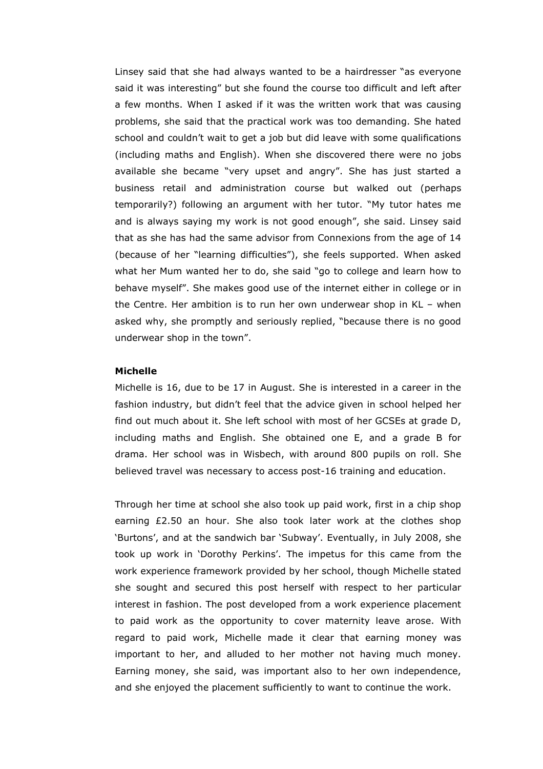Linsey said that she had always wanted to be a hairdresser "as everyone said it was interesting" but she found the course too difficult and left after a few months. When I asked if it was the written work that was causing problems, she said that the practical work was too demanding. She hated school and couldn't wait to get a job but did leave with some qualifications (including maths and English). When she discovered there were no jobs available she became "very upset and angry". She has just started a business retail and administration course but walked out (perhaps temporarily?) following an argument with her tutor. "My tutor hates me and is always saying my work is not good enough", she said. Linsey said that as she has had the same advisor from Connexions from the age of 14 (because of her "learning difficulties"), she feels supported. When asked what her Mum wanted her to do, she said "go to college and learn how to behave myself". She makes good use of the internet either in college or in the Centre. Her ambition is to run her own underwear shop in KL – when asked why, she promptly and seriously replied, "because there is no good underwear shop in the town".

**Michelle**

Michelle is 16, due to be 17 in August. She is interested in a career in the fashion industry, but didn't feel that the advice given in school helped her find out much about it. She left school with most of her GCSEs at grade D, including maths and English. She obtained one E, and a grade B for drama. Her school was in Wisbech, with around 800 pupils on roll. She believed travel was necessary to access post-16 training and education.

Through her time at school she also took up paid work, first in a chip shop earning £2.50 an hour. She also took later work at the clothes shop 'Burtons', and at the sandwich bar 'Subway'. Eventually, in July 2008, she took up work in 'Dorothy Perkins'. The impetus for this came from the work experience framework provided by her school, though Michelle stated she sought and secured this post herself with respect to her particular interest in fashion. The post developed from a work experience placement to paid work as the opportunity to cover maternity leave arose. With regard to paid work, Michelle made it clear that earning money was important to her, and alluded to her mother not having much money. Earning money, she said, was important also to her own independence, and she enjoyed the placement sufficiently to want to continue the work.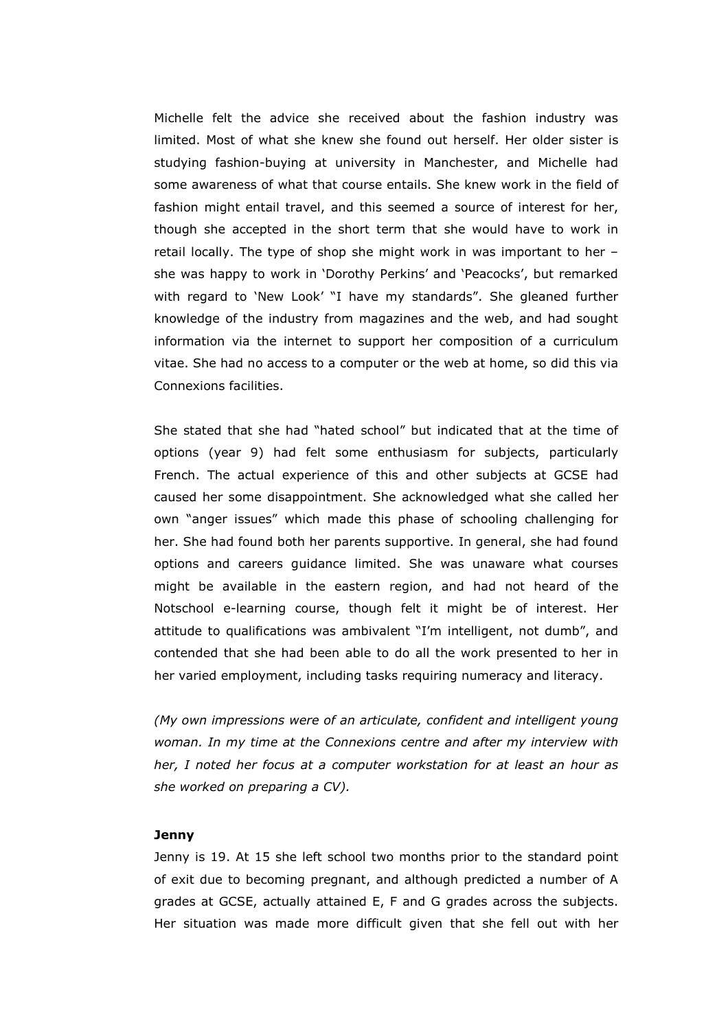Michelle felt the advice she received about the fashion industry was limited. Most of what she knew she found out herself. Her older sister is studying fashion-buying at university in Manchester, and Michelle had some awareness of what that course entails. She knew work in the field of fashion might entail travel, and this seemed a source of interest for her, though she accepted in the short term that she would have to work in retail locally. The type of shop she might work in was important to her – she was happy to work in 'Dorothy Perkins' and 'Peacocks', but remarked with regard to 'New Look' "I have my standards". She gleaned further knowledge of the industry from magazines and the web, and had sought information via the internet to support her composition of a curriculum vitae. She had no access to a computer or the web at home, so did this via Connexions facilities.

She stated that she had "hated school" but indicated that at the time of options (year 9) had felt some enthusiasm for subjects, particularly French. The actual experience of this and other subjects at GCSE had caused her some disappointment. She acknowledged what she called her own "anger issues" which made this phase of schooling challenging for her. She had found both her parents supportive. In general, she had found options and careers guidance limited. She was unaware what courses might be available in the eastern region, and had not heard of the Notschool e-learning course, though felt it might be of interest. Her attitude to qualifications was ambivalent "I'm intelligent, not dumb", and contended that she had been able to do all the work presented to her in her varied employment, including tasks requiring numeracy and literacy.

*(My own impressions were of an articulate, confident and intelligent young woman. In my time at the Connexions centre and after my interview with her, I noted her focus at a computer workstation for at least an hour as she worked on preparing a CV).*

**Jenny**

Jenny is 19. At 15 she left school two months prior to the standard point of exit due to becoming pregnant, and although predicted a number of A grades at GCSE, actually attained E, F and G grades across the subjects. Her situation was made more difficult given that she fell out with her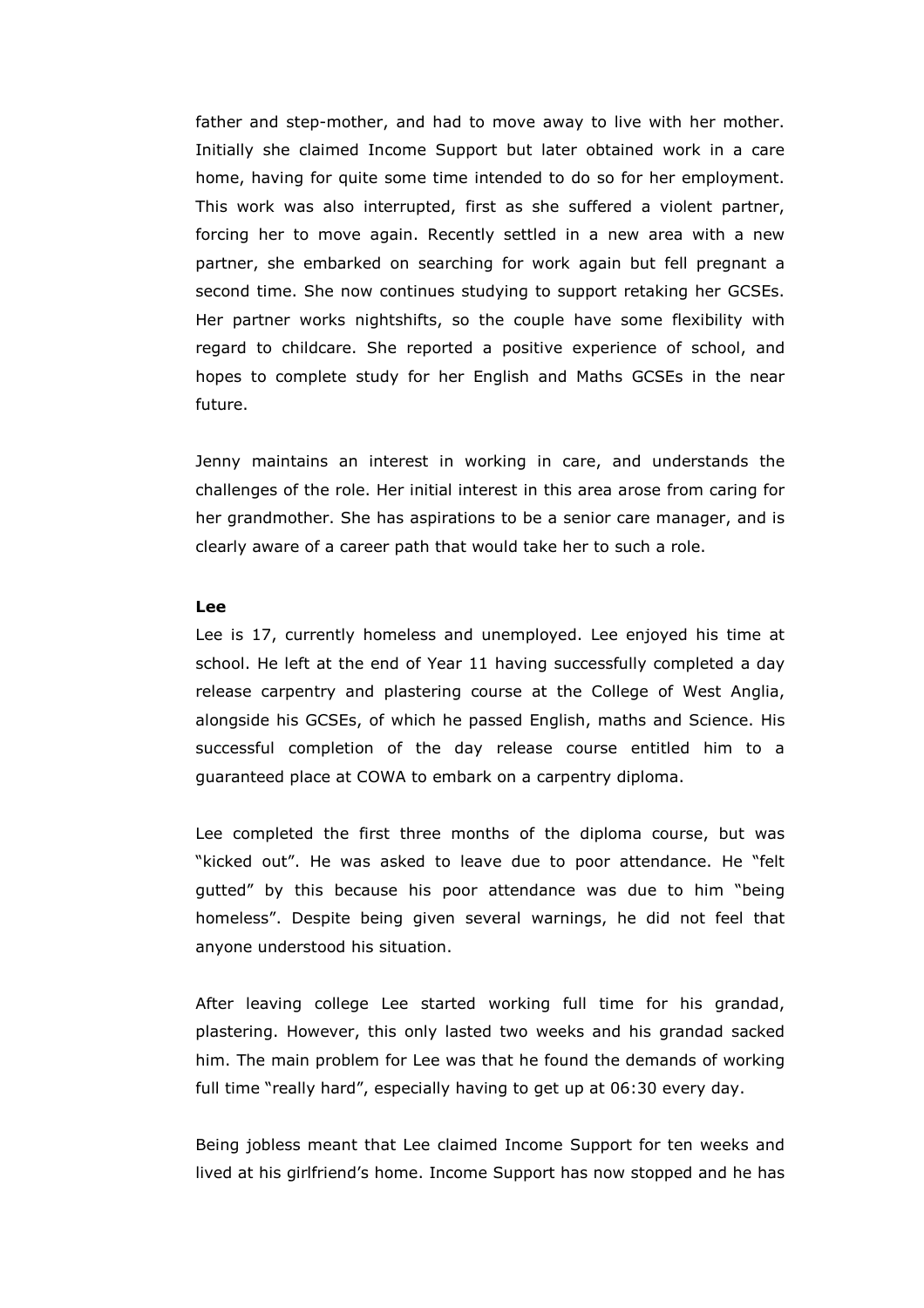father and step-mother, and had to move away to live with her mother. Initially she claimed Income Support but later obtained work in a care home, having for quite some time intended to do so for her employment. This work was also interrupted, first as she suffered a violent partner, forcing her to move again. Recently settled in a new area with a new partner, she embarked on searching for work again but fell pregnant a second time. She now continues studying to support retaking her GCSEs. Her partner works nightshifts, so the couple have some flexibility with regard to childcare. She reported a positive experience of school, and hopes to complete study for her English and Maths GCSEs in the near future.

Jenny maintains an interest in working in care, and understands the challenges of the role. Her initial interest in this area arose from caring for her grandmother. She has aspirations to be a senior care manager, and is clearly aware of a career path that would take her to such a role.

**Lee**

Lee is 17, currently homeless and unemployed. Lee enjoyed his time at school. He left at the end of Year 11 having successfully completed a day release carpentry and plastering course at the College of West Anglia, alongside his GCSEs, of which he passed English, maths and Science. His successful completion of the day release course entitled him to a guaranteed place at COWA to embark on a carpentry diploma.

Lee completed the first three months of the diploma course, but was "kicked out". He was asked to leave due to poor attendance. He "felt gutted" by this because his poor attendance was due to him "being homeless". Despite being given several warnings, he did not feel that anyone understood his situation.

After leaving college Lee started working full time for his grandad, plastering. However, this only lasted two weeks and his grandad sacked him. The main problem for Lee was that he found the demands of working full time "really hard", especially having to get up at 06:30 every day.

Being jobless meant that Lee claimed Income Support for ten weeks and lived at his girlfriend's home. Income Support has now stopped and he has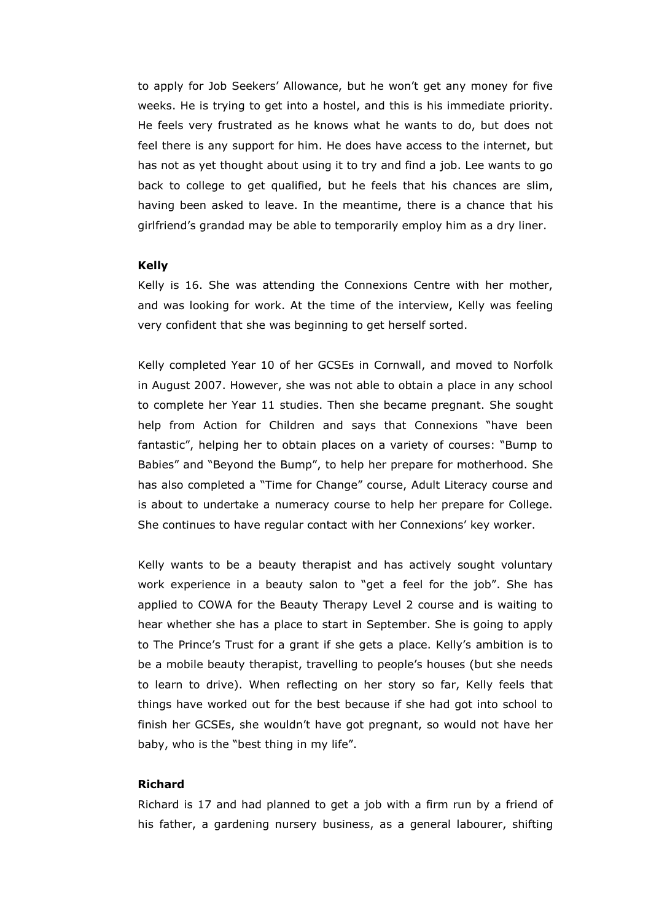to apply for Job Seekers' Allowance, but he won't get any money for five weeks. He is trying to get into a hostel, and this is his immediate priority. He feels very frustrated as he knows what he wants to do, but does not feel there is any support for him. He does have access to the internet, but has not as yet thought about using it to try and find a job. Lee wants to go back to college to get qualified, but he feels that his chances are slim, having been asked to leave. In the meantime, there is a chance that his girlfriend's grandad may be able to temporarily employ him as a dry liner.

**Kelly**

Kelly is 16. She was attending the Connexions Centre with her mother, and was looking for work. At the time of the interview, Kelly was feeling very confident that she was beginning to get herself sorted.

Kelly completed Year 10 of her GCSEs in Cornwall, and moved to Norfolk in August 2007. However, she was not able to obtain a place in any school to complete her Year 11 studies. Then she became pregnant. She sought help from Action for Children and says that Connexions "have been fantastic", helping her to obtain places on a variety of courses: "Bump to Babies" and "Beyond the Bump", to help her prepare for motherhood. She has also completed a "Time for Change" course, Adult Literacy course and is about to undertake a numeracy course to help her prepare for College. She continues to have regular contact with her Connexions' key worker.

Kelly wants to be a beauty therapist and has actively sought voluntary work experience in a beauty salon to "get a feel for the job". She has applied to COWA for the Beauty Therapy Level 2 course and is waiting to hear whether she has a place to start in September. She is going to apply to The Prince's Trust for a grant if she gets a place. Kelly's ambition is to be a mobile beauty therapist, travelling to people's houses (but she needs to learn to drive). When reflecting on her story so far, Kelly feels that things have worked out for the best because if she had got into school to finish her GCSEs, she wouldn't have got pregnant, so would not have her baby, who is the "best thing in my life".

**Richard**

Richard is 17 and had planned to get a job with a firm run by a friend of his father, a gardening nursery business, as a general labourer, shifting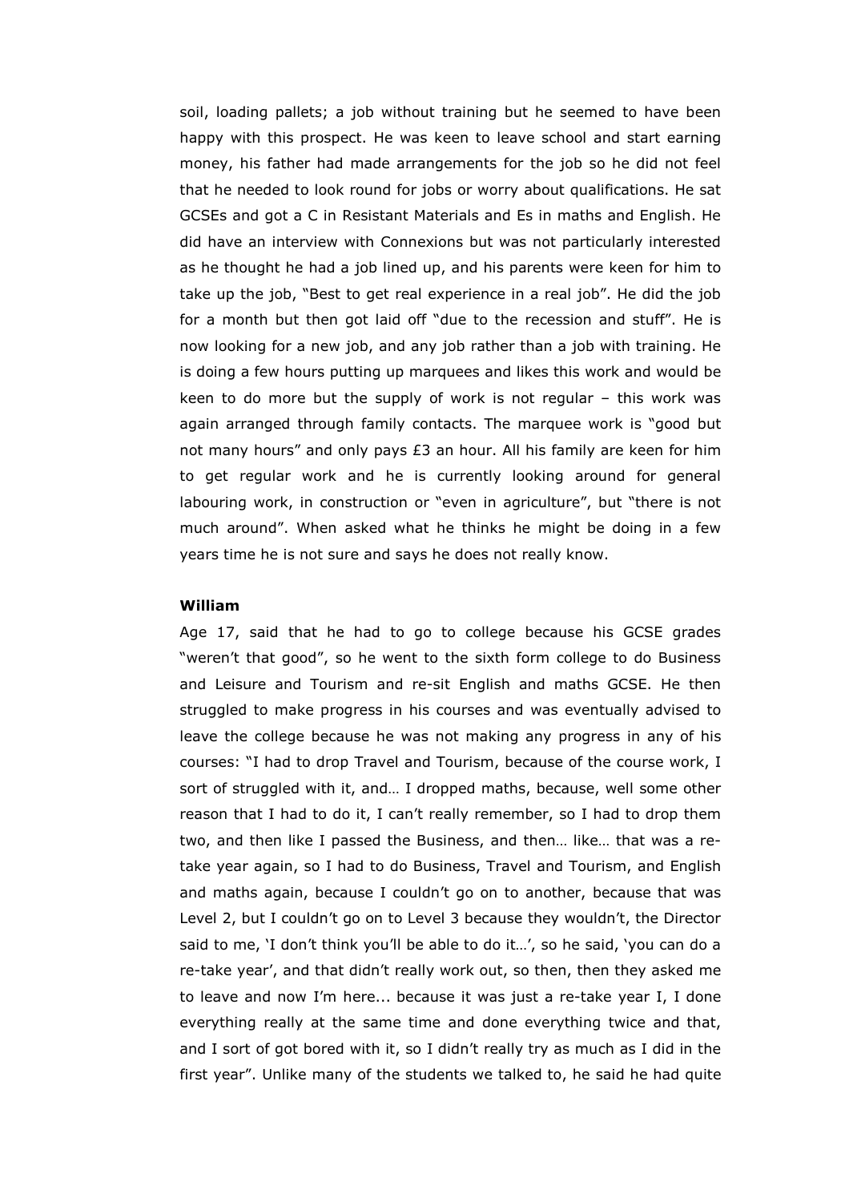soil, loading pallets; a job without training but he seemed to have been happy with this prospect. He was keen to leave school and start earning money, his father had made arrangements for the job so he did not feel that he needed to look round for jobs or worry about qualifications. He sat GCSEs and got a C in Resistant Materials and Es in maths and English. He did have an interview with Connexions but was not particularly interested as he thought he had a job lined up, and his parents were keen for him to take up the job, "Best to get real experience in a real job". He did the job for a month but then got laid off "due to the recession and stuff". He is now looking for a new job, and any job rather than a job with training. He is doing a few hours putting up marquees and likes this work and would be keen to do more but the supply of work is not regular – this work was again arranged through family contacts. The marquee work is "good but not many hours" and only pays £3 an hour. All his family are keen for him to get regular work and he is currently looking around for general labouring work, in construction or "even in agriculture", but "there is not much around". When asked what he thinks he might be doing in a few years time he is not sure and says he does not really know.

**William**

Age 17, said that he had to go to college because his GCSE grades "weren't that good", so he went to the sixth form college to do Business and Leisure and Tourism and re-sit English and maths GCSE. He then struggled to make progress in his courses and was eventually advised to leave the college because he was not making any progress in any of his courses: "I had to drop Travel and Tourism, because of the course work, I sort of struggled with it, and… I dropped maths, because, well some other reason that I had to do it, I can't really remember, so I had to drop them two, and then like I passed the Business, and then… like… that was a re-take year again, so I had to do Business, Travel and Tourism, and English and maths again, because I couldn't go on to another, because that was Level 2, but I couldn't go on to Level 3 because they wouldn't, the Director said to me, 'I don't think you'll be able to do it…', so he said, 'you can do a re-take year', and that didn't really work out, so then, then they asked me to leave and now I'm here... because it was just a re-take year I, I done everything really at the same time and done everything twice and that, and I sort of got bored with it, so I didn't really try as much as I did in the first year". Unlike many of the students we talked to, he said he had quite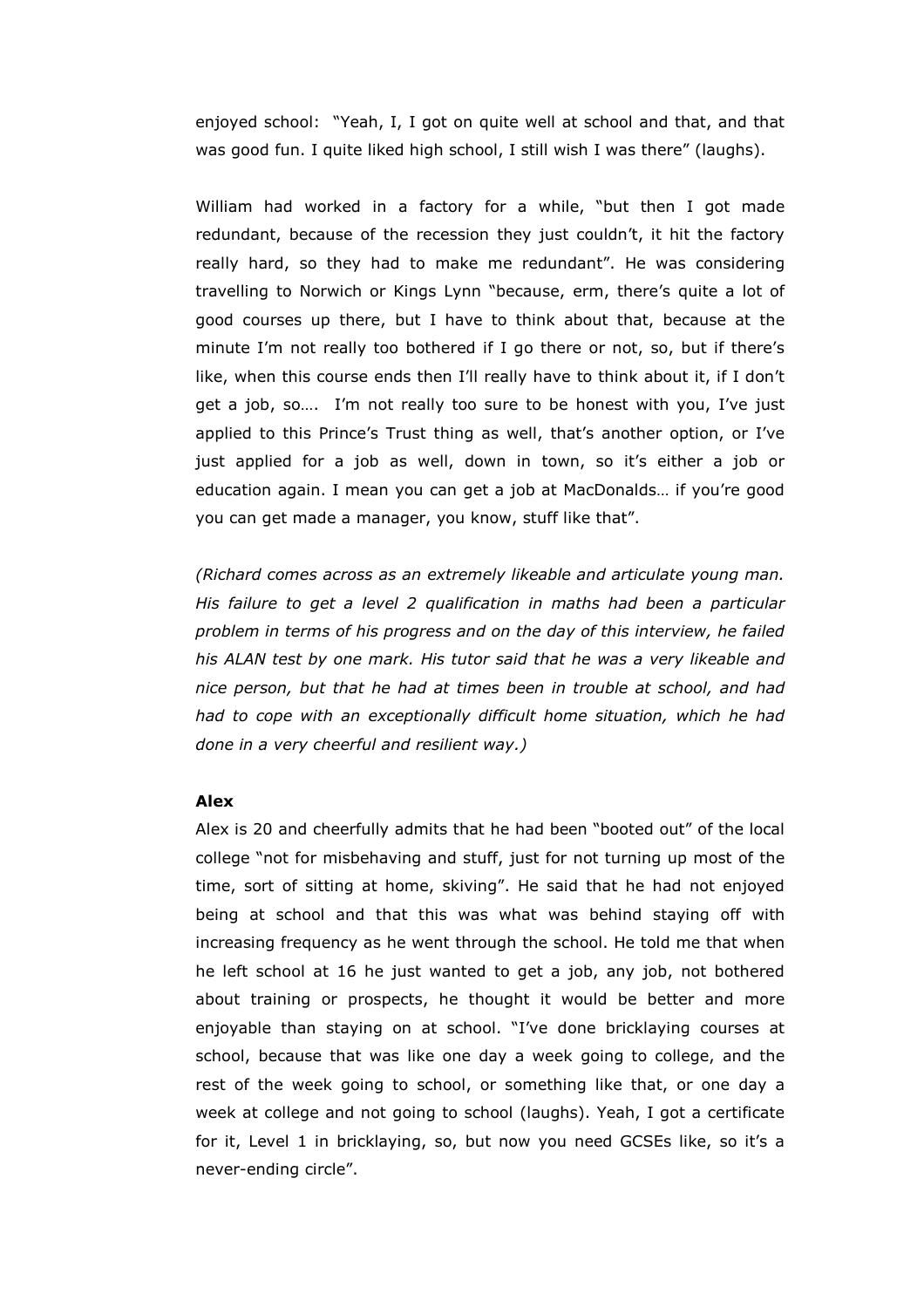enjoyed school: "Yeah, I, I got on quite well at school and that, and that was good fun. I quite liked high school, I still wish I was there" (laughs).

William had worked in a factory for a while, "but then I got made redundant, because of the recession they just couldn't, it hit the factory really hard, so they had to make me redundant". He was considering travelling to Norwich or Kings Lynn "because, erm, there's quite a lot of good courses up there, but I have to think about that, because at the minute I'm not really too bothered if I go there or not, so, but if there's like, when this course ends then I'll really have to think about it, if I don't get a job, so…. I'm not really too sure to be honest with you, I've just applied to this Prince's Trust thing as well, that's another option, or I've just applied for a job as well, down in town, so it's either a job or education again. I mean you can get a job at MacDonalds… if you're good you can get made a manager, you know, stuff like that".

*(Richard comes across as an extremely likeable and articulate young man. His failure to get a level 2 qualification in maths had been a particular problem in terms of his progress and on the day of this interview, he failed his ALAN test by one mark. His tutor said that he was a very likeable and nice person, but that he had at times been in trouble at school, and had had to cope with an exceptionally difficult home situation, which he had done in a very cheerful and resilient way.)*

**Alex**

Alex is 20 and cheerfully admits that he had been "booted out" of the local college "not for misbehaving and stuff, just for not turning up most of the time, sort of sitting at home, skiving". He said that he had not enjoyed being at school and that this was what was behind staying off with increasing frequency as he went through the school. He told me that when he left school at 16 he just wanted to get a job, any job, not bothered about training or prospects, he thought it would be better and more enjoyable than staying on at school. "I've done bricklaying courses at school, because that was like one day a week going to college, and the rest of the week going to school, or something like that, or one day a week at college and not going to school (laughs). Yeah, I got a certificate for it, Level 1 in bricklaying, so, but now you need GCSEs like, so it's a never-ending circle".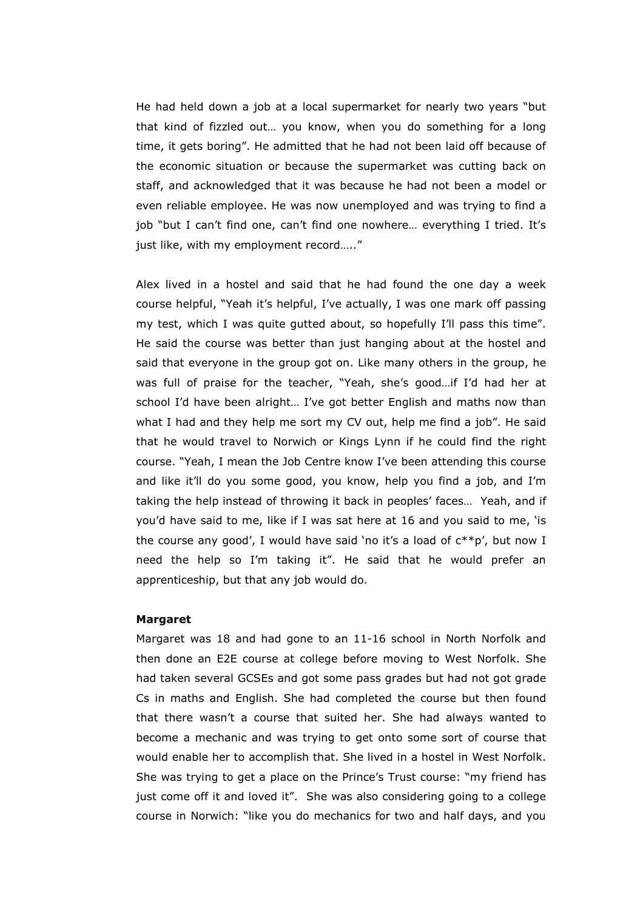He had held down a job at a local supermarket for nearly two years "but that kind of fizzled out… you know, when you do something for a long time, it gets boring". He admitted that he had not been laid off because of the economic situation or because the supermarket was cutting back on staff, and acknowledged that it was because he had not been a model or even reliable employee. He was now unemployed and was trying to find a job "but I can't find one, can't find one nowhere… everything I tried. It's just like, with my employment record….."

Alex lived in a hostel and said that he had found the one day a week course helpful, "Yeah it's helpful, I've actually, I was one mark off passing my test, which I was quite gutted about, so hopefully I'll pass this time". He said the course was better than just hanging about at the hostel and said that everyone in the group got on. Like many others in the group, he was full of praise for the teacher, "Yeah, she's good…if I'd had her at school I'd have been alright… I've got better English and maths now than what I had and they help me sort my CV out, help me find a job". He said that he would travel to Norwich or Kings Lynn if he could find the right course. "Yeah, I mean the Job Centre know I've been attending this course and like it'll do you some good, you know, help you find a job, and I'm taking the help instead of throwing it back in peoples' faces… Yeah, and if you'd have said to me, like if I was sat here at 16 and you said to me, 'is the course any good', I would have said 'no it's a load of c**p', but now I need the help so I'm taking it". He said that he would prefer an apprenticeship, but that any job would do.

**Margaret**

Margaret was 18 and had gone to an 11-16 school in North Norfolk and then done an E2E course at college before moving to West Norfolk. She had taken several GCSEs and got some pass grades but had not got grade Cs in maths and English. She had completed the course but then found that there wasn't a course that suited her. She had always wanted to become a mechanic and was trying to get onto some sort of course that would enable her to accomplish that. She lived in a hostel in West Norfolk. She was trying to get a place on the Prince's Trust course: "my friend has just come off it and loved it". She was also considering going to a college course in Norwich: "like you do mechanics for two and half days, and you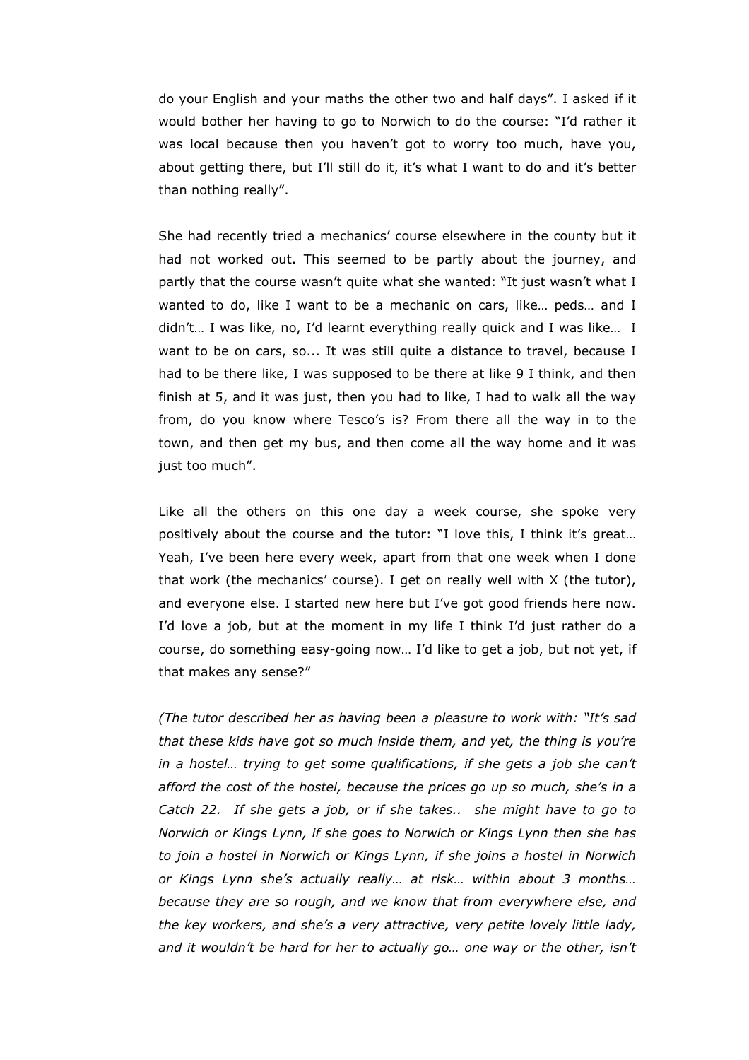do your English and your maths the other two and half days". I asked if it would bother her having to go to Norwich to do the course: "I'd rather it was local because then you haven't got to worry too much, have you, about getting there, but I'll still do it, it's what I want to do and it's better than nothing really".

She had recently tried a mechanics' course elsewhere in the county but it had not worked out. This seemed to be partly about the journey, and partly that the course wasn't quite what she wanted: "It just wasn't what I wanted to do, like I want to be a mechanic on cars, like… peds… and I didn't… I was like, no, I'd learnt everything really quick and I was like… I want to be on cars, so... It was still quite a distance to travel, because I had to be there like, I was supposed to be there at like 9 I think, and then finish at 5, and it was just, then you had to like, I had to walk all the way from, do you know where Tesco's is? From there all the way in to the town, and then get my bus, and then come all the way home and it was just too much".

Like all the others on this one day a week course, she spoke very positively about the course and the tutor: "I love this, I think it's great… Yeah, I've been here every week, apart from that one week when I done that work (the mechanics' course). I get on really well with X (the tutor), and everyone else. I started new here but I've got good friends here now. I'd love a job, but at the moment in my life I think I'd just rather do a course, do something easy-going now… I'd like to get a job, but not yet, if that makes any sense?"

*(The tutor described her as having been a pleasure to work with: "It's sad that these kids have got so much inside them, and yet, the thing is you're in a hostel… trying to get some qualifications, if she gets a job she can't afford the cost of the hostel, because the prices go up so much, she's in a Catch 22. If she gets a job, or if she takes.. she might have to go to Norwich or Kings Lynn, if she goes to Norwich or Kings Lynn then she has to join a hostel in Norwich or Kings Lynn, if she joins a hostel in Norwich or Kings Lynn she's actually really… at risk… within about 3 months… because they are so rough, and we know that from everywhere else, and the key workers, and she's a very attractive, very petite lovely little lady, and it wouldn't be hard for her to actually go… one way or the other, isn't*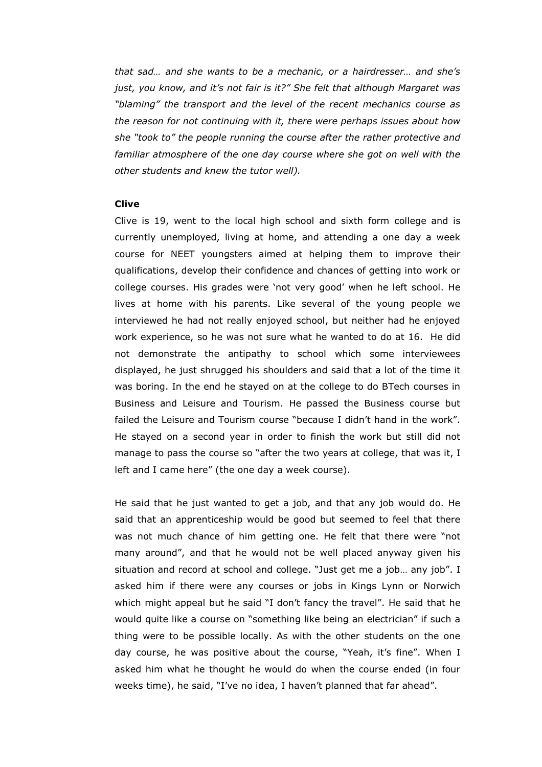*that sad… and she wants to be a mechanic, or a hairdresser… and she's just, you know, and it's not fair is it?" She felt that although Margaret was "blaming" the transport and the level of the recent mechanics course as the reason for not continuing with it, there were perhaps issues about how she "took to" the people running the course after the rather protective and familiar atmosphere of the one day course where she got on well with the other students and knew the tutor well).*

**Clive**

Clive is 19, went to the local high school and sixth form college and is currently unemployed, living at home, and attending a one day a week course for NEET youngsters aimed at helping them to improve their qualifications, develop their confidence and chances of getting into work or college courses. His grades were 'not very good' when he left school. He lives at home with his parents. Like several of the young people we interviewed he had not really enjoyed school, but neither had he enjoyed work experience, so he was not sure what he wanted to do at 16. He did not demonstrate the antipathy to school which some interviewees displayed, he just shrugged his shoulders and said that a lot of the time it was boring. In the end he stayed on at the college to do BTech courses in Business and Leisure and Tourism. He passed the Business course but failed the Leisure and Tourism course "because I didn't hand in the work". He stayed on a second year in order to finish the work but still did not manage to pass the course so "after the two years at college, that was it, I left and I came here" (the one day a week course).

He said that he just wanted to get a job, and that any job would do. He said that an apprenticeship would be good but seemed to feel that there was not much chance of him getting one. He felt that there were "not many around", and that he would not be well placed anyway given his situation and record at school and college. "Just get me a job… any job". I asked him if there were any courses or jobs in Kings Lynn or Norwich which might appeal but he said "I don't fancy the travel". He said that he would quite like a course on "something like being an electrician" if such a thing were to be possible locally. As with the other students on the one day course, he was positive about the course, "Yeah, it's fine". When I asked him what he thought he would do when the course ended (in four weeks time), he said, "I've no idea, I haven't planned that far ahead".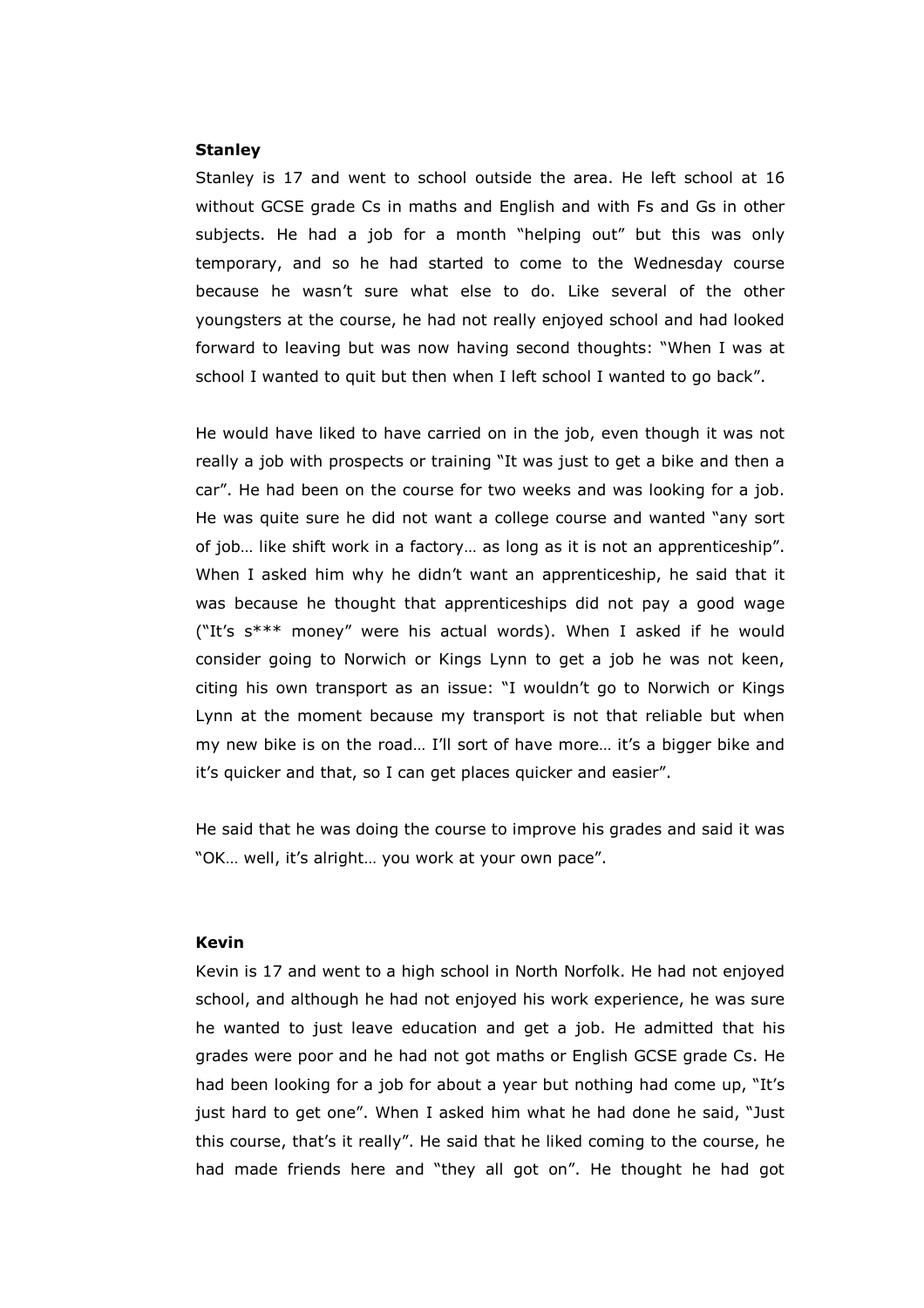**Stanley**

Stanley is 17 and went to school outside the area. He left school at 16 without GCSE grade Cs in maths and English and with Fs and Gs in other subjects. He had a job for a month "helping out" but this was only temporary, and so he had started to come to the Wednesday course because he wasn't sure what else to do. Like several of the other youngsters at the course, he had not really enjoyed school and had looked forward to leaving but was now having second thoughts: "When I was at school I wanted to quit but then when I left school I wanted to go back".

He would have liked to have carried on in the job, even though it was not really a job with prospects or training "It was just to get a bike and then a car". He had been on the course for two weeks and was looking for a job. He was quite sure he did not want a college course and wanted "any sort of job… like shift work in a factory… as long as it is not an apprenticeship". When I asked him why he didn't want an apprenticeship, he said that it was because he thought that apprenticeships did not pay a good wage ("It's s*** money" were his actual words). When I asked if he would consider going to Norwich or Kings Lynn to get a job he was not keen, citing his own transport as an issue: "I wouldn't go to Norwich or Kings Lynn at the moment because my transport is not that reliable but when my new bike is on the road… I'll sort of have more… it's a bigger bike and it's quicker and that, so I can get places quicker and easier".

He said that he was doing the course to improve his grades and said it was "OK… well, it's alright… you work at your own pace".

**Kevin**

Kevin is 17 and went to a high school in North Norfolk. He had not enjoyed school, and although he had not enjoyed his work experience, he was sure he wanted to just leave education and get a job. He admitted that his grades were poor and he had not got maths or English GCSE grade Cs. He had been looking for a job for about a year but nothing had come up, "It's just hard to get one". When I asked him what he had done he said, "Just this course, that's it really". He said that he liked coming to the course, he had made friends here and "they all got on". He thought he had got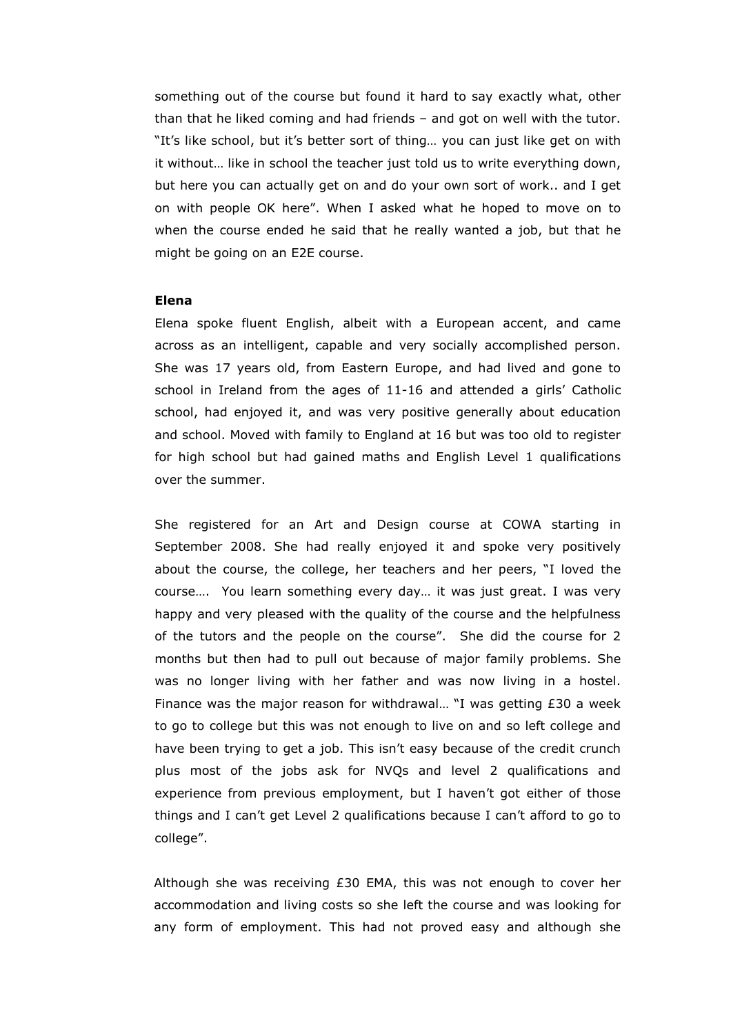something out of the course but found it hard to say exactly what, other than that he liked coming and had friends – and got on well with the tutor. "It's like school, but it's better sort of thing… you can just like get on with it without… like in school the teacher just told us to write everything down, but here you can actually get on and do your own sort of work.. and I get on with people OK here". When I asked what he hoped to move on to when the course ended he said that he really wanted a job, but that he might be going on an E2E course.

**Elena**

Elena spoke fluent English, albeit with a European accent, and came across as an intelligent, capable and very socially accomplished person. She was 17 years old, from Eastern Europe, and had lived and gone to school in Ireland from the ages of 11-16 and attended a girls' Catholic school, had enjoyed it, and was very positive generally about education and school. Moved with family to England at 16 but was too old to register for high school but had gained maths and English Level 1 qualifications over the summer.

She registered for an Art and Design course at COWA starting in September 2008. She had really enjoyed it and spoke very positively about the course, the college, her teachers and her peers, "I loved the course…. You learn something every day… it was just great. I was very happy and very pleased with the quality of the course and the helpfulness of the tutors and the people on the course". She did the course for 2 months but then had to pull out because of major family problems. She was no longer living with her father and was now living in a hostel. Finance was the major reason for withdrawal… "I was getting £30 a week to go to college but this was not enough to live on and so left college and have been trying to get a job. This isn't easy because of the credit crunch plus most of the jobs ask for NVQs and level 2 qualifications and experience from previous employment, but I haven't got either of those things and I can't get Level 2 qualifications because I can't afford to go to college".

Although she was receiving £30 EMA, this was not enough to cover her accommodation and living costs so she left the course and was looking for any form of employment. This had not proved easy and although she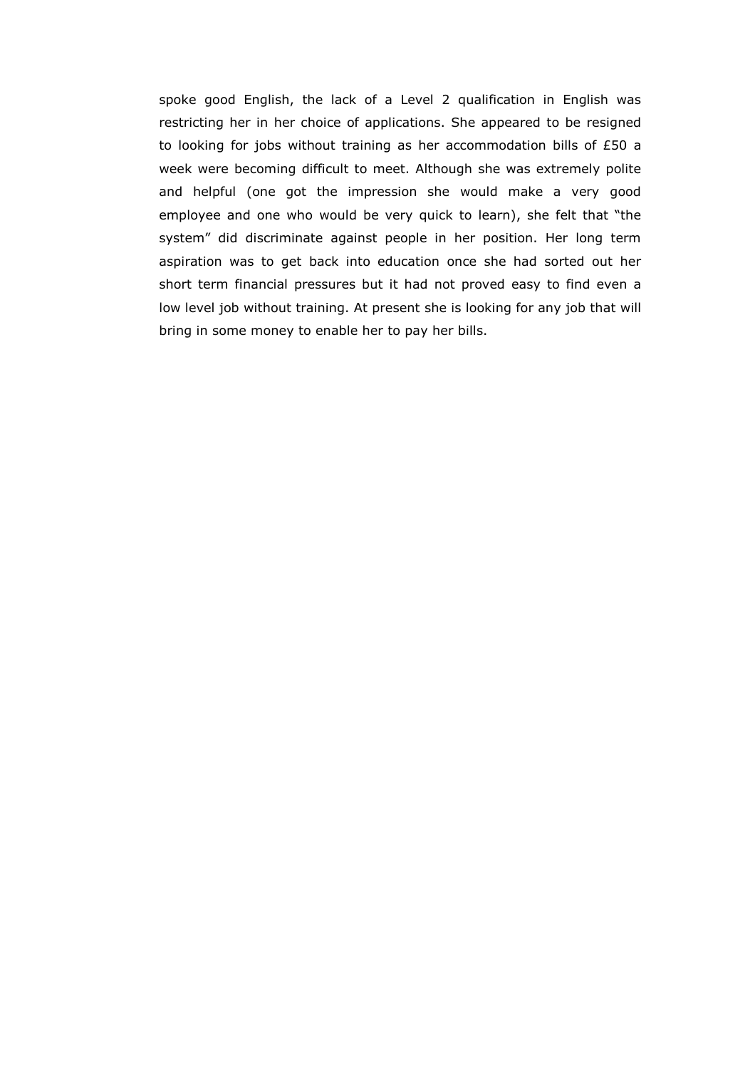spoke good English, the lack of a Level 2 qualification in English was restricting her in her choice of applications. She appeared to be resigned to looking for jobs without training as her accommodation bills of £50 a week were becoming difficult to meet. Although she was extremely polite and helpful (one got the impression she would make a very good employee and one who would be very quick to learn), she felt that "the system" did discriminate against people in her position. Her long term aspiration was to get back into education once she had sorted out her short term financial pressures but it had not proved easy to find even a low level job without training. At present she is looking for any job that will bring in some money to enable her to pay her bills.